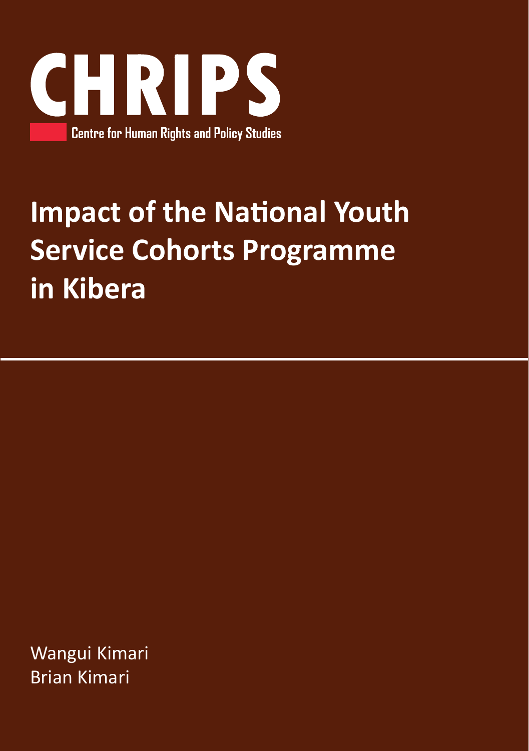# CHRIPS

Centre for Human Rights and Policy Studies

# Impact of the National Youth Service Cohorts Programme in Kibera

Wangui Kimari

Brian Kimari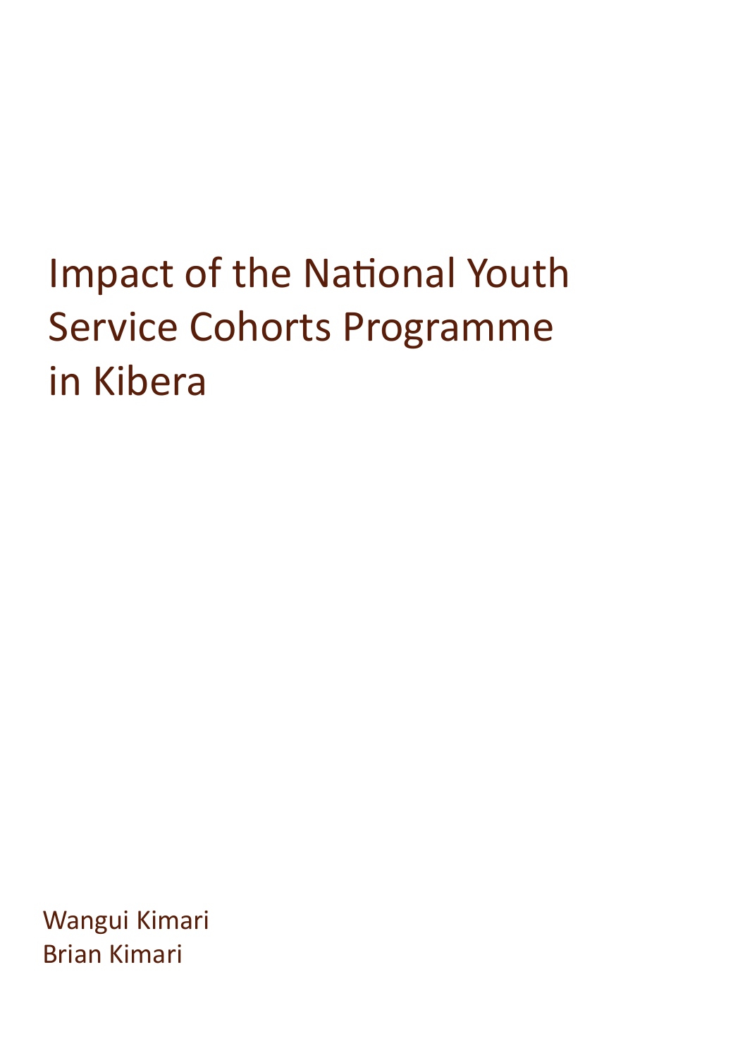# Impact of the National Youth Service Cohorts Programme in Kibera

Wangui Kimari
Brian Kimari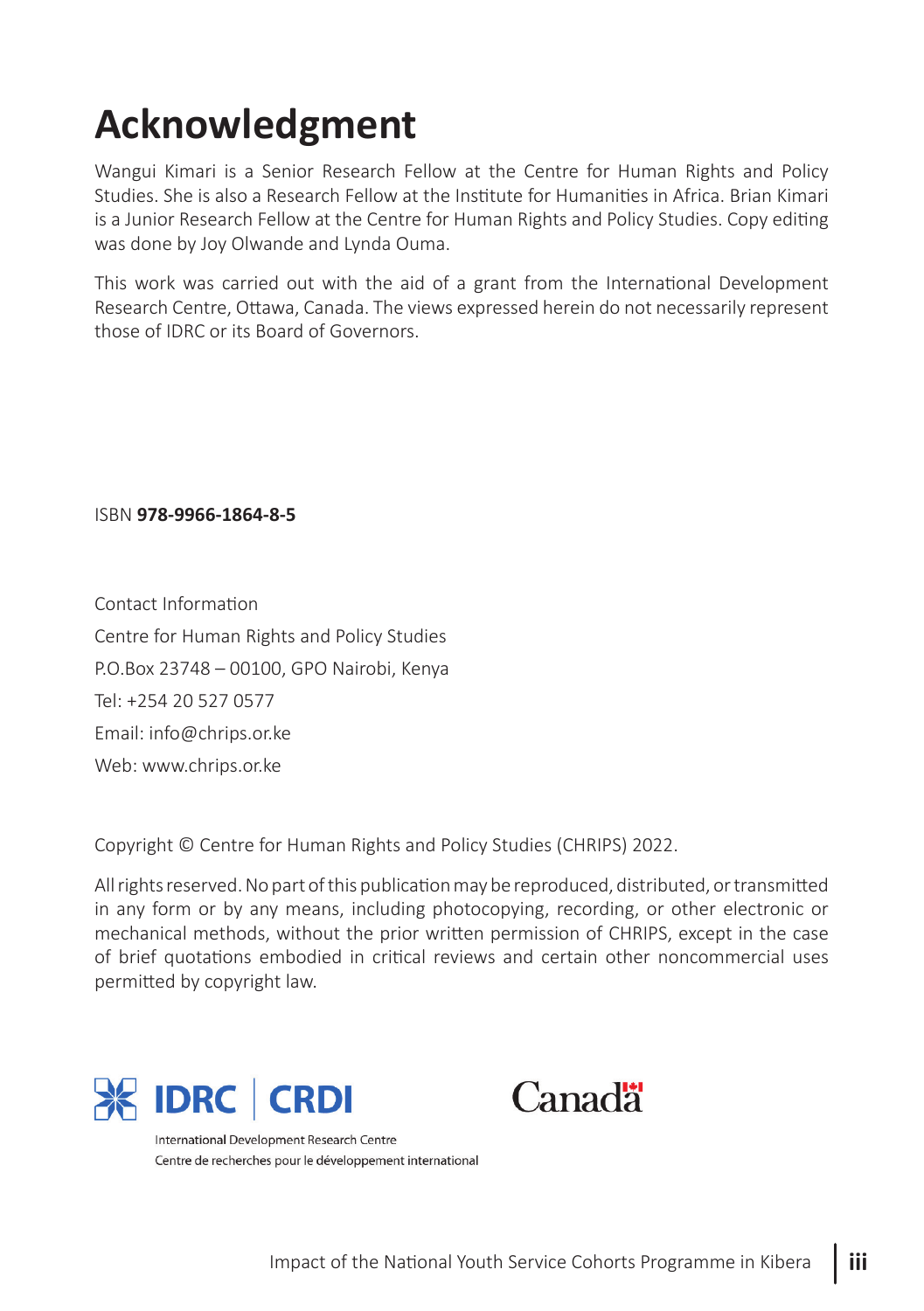# Acknowledgment

Wangui Kimari is a Senior Research Fellow at the Centre for Human Rights and Policy Studies. She is also a Research Fellow at the Institute for Humanities in Africa. Brian Kimari is a Junior Research Fellow at the Centre for Human Rights and Policy Studies. Copy editing was done by Joy Olwande and Lynda Ouma.

This work was carried out with the aid of a grant from the International Development Research Centre, Ottawa, Canada. The views expressed herein do not necessarily represent those of IDRC or its Board of Governors.

ISBN **978-9966-1864-8-5**

Contact Information

Centre for Human Rights and Policy Studies

P.O.Box 23748 – 00100, GPO Nairobi, Kenya

Tel: +254 20 527 0577

Email: info@chrips.or.ke

Web: www.chrips.or.ke

Copyright © Centre for Human Rights and Policy Studies (CHRIPS) 2022.

All rights reserved. No part of this publication may be reproduced, distributed, or transmitted in any form or by any means, including photocopying, recording, or other electronic or mechanical methods, without the prior written permission of CHRIPS, except in the case of brief quotations embodied in critical reviews and certain other noncommercial uses permitted by copyright law.

IDRC | CRDI

International Development Research Centre

Centre de recherches pour le développement international

Canada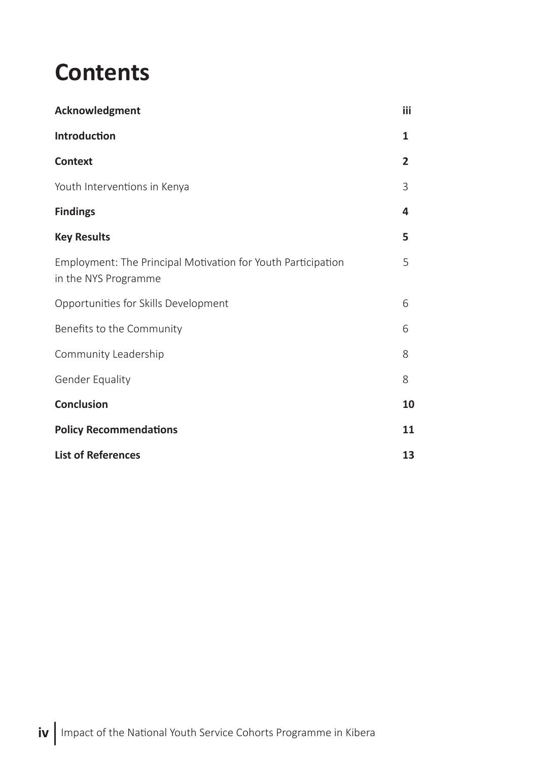# Contents

| | |
|---|---|
| **Acknowledgment** | **iii** |
| **Introduction** | **1** |
| **Context** | **2** |
| Youth Interventions in Kenya | 3 |
| **Findings** | **4** |
| **Key Results** | **5** |
| Employment: The Principal Motivation for Youth Participation in the NYS Programme | 5 |
| Opportunities for Skills Development | 6 |
| Benefits to the Community | 6 |
| Community Leadership | 8 |
| Gender Equality | 8 |
| **Conclusion** | **10** |
| **Policy Recommendations** | **11** |
| **List of References** | **13** |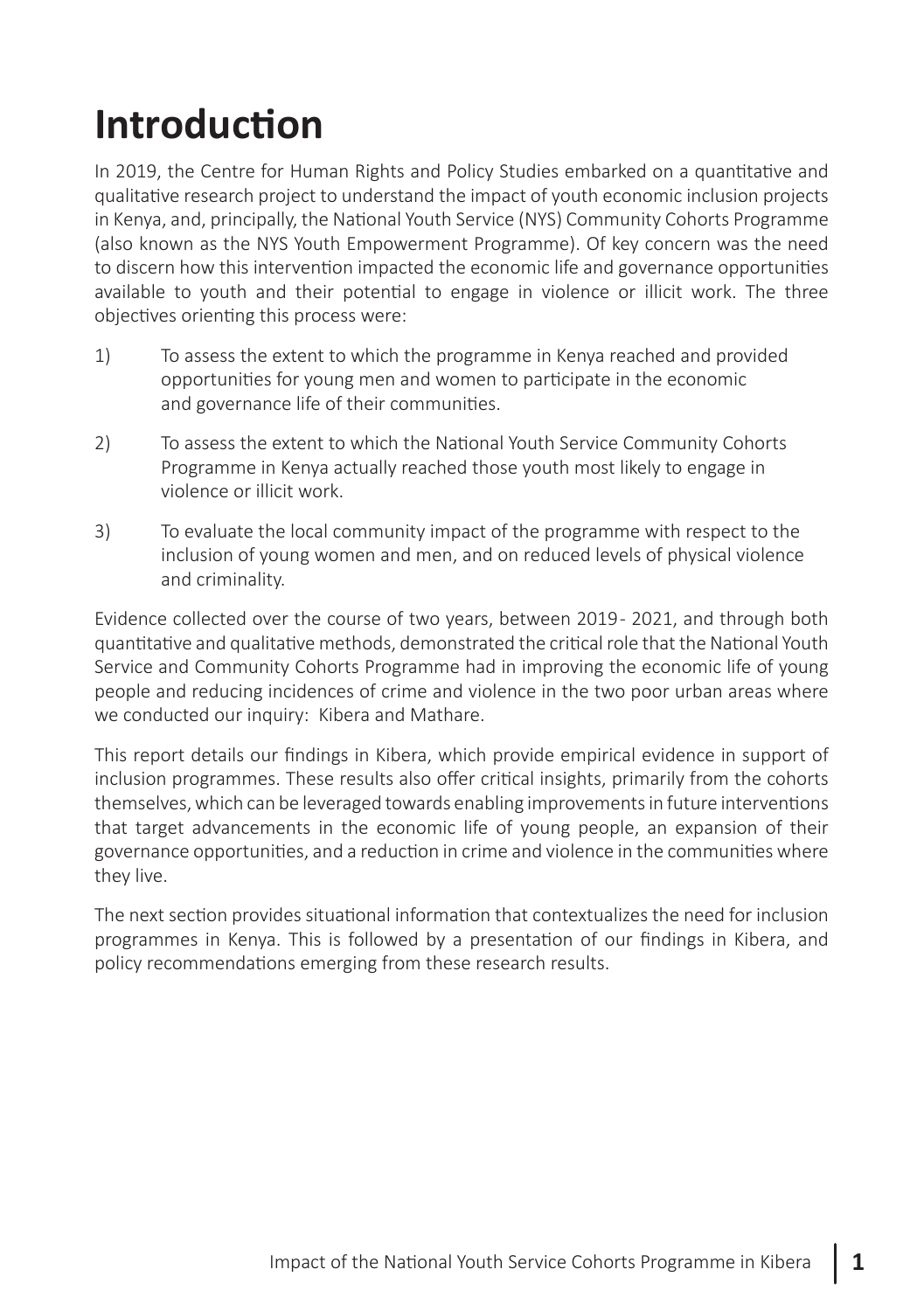# Introduction

In 2019, the Centre for Human Rights and Policy Studies embarked on a quantitative and qualitative research project to understand the impact of youth economic inclusion projects in Kenya, and, principally, the National Youth Service (NYS) Community Cohorts Programme (also known as the NYS Youth Empowerment Programme). Of key concern was the need to discern how this intervention impacted the economic life and governance opportunities available to youth and their potential to engage in violence or illicit work. The three objectives orienting this process were:

1) To assess the extent to which the programme in Kenya reached and provided opportunities for young men and women to participate in the economic and governance life of their communities.

2) To assess the extent to which the National Youth Service Community Cohorts Programme in Kenya actually reached those youth most likely to engage in violence or illicit work.

3) To evaluate the local community impact of the programme with respect to the inclusion of young women and men, and on reduced levels of physical violence and criminality.

Evidence collected over the course of two years, between 2019- 2021, and through both quantitative and qualitative methods, demonstrated the critical role that the National Youth Service and Community Cohorts Programme had in improving the economic life of young people and reducing incidences of crime and violence in the two poor urban areas where we conducted our inquiry: Kibera and Mathare.

This report details our findings in Kibera, which provide empirical evidence in support of inclusion programmes. These results also offer critical insights, primarily from the cohorts themselves, which can be leveraged towards enabling improvements in future interventions that target advancements in the economic life of young people, an expansion of their governance opportunities, and a reduction in crime and violence in the communities where they live.

The next section provides situational information that contextualizes the need for inclusion programmes in Kenya. This is followed by a presentation of our findings in Kibera, and policy recommendations emerging from these research results.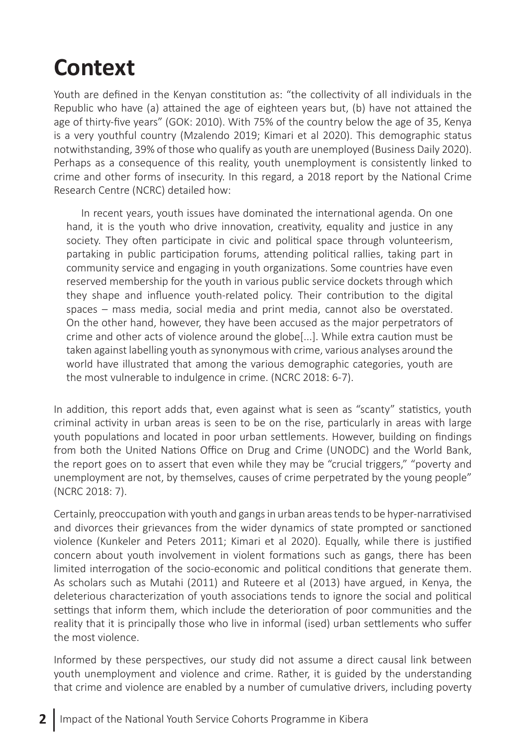# Context

Youth are defined in the Kenyan constitution as: "the collectivity of all individuals in the Republic who have (a) attained the age of eighteen years but, (b) have not attained the age of thirty-five years" (GOK: 2010). With 75% of the country below the age of 35, Kenya is a very youthful country (Mzalendo 2019; Kimari et al 2020). This demographic status notwithstanding, 39% of those who qualify as youth are unemployed (Business Daily 2020). Perhaps as a consequence of this reality, youth unemployment is consistently linked to crime and other forms of insecurity. In this regard, a 2018 report by the National Crime Research Centre (NCRC) detailed how:

> In recent years, youth issues have dominated the international agenda. On one hand, it is the youth who drive innovation, creativity, equality and justice in any society. They often participate in civic and political space through volunteerism, partaking in public participation forums, attending political rallies, taking part in community service and engaging in youth organizations. Some countries have even reserved membership for the youth in various public service dockets through which they shape and influence youth-related policy. Their contribution to the digital spaces – mass media, social media and print media, cannot also be overstated. On the other hand, however, they have been accused as the major perpetrators of crime and other acts of violence around the globe[...]. While extra caution must be taken against labelling youth as synonymous with crime, various analyses around the world have illustrated that among the various demographic categories, youth are the most vulnerable to indulgence in crime. (NCRC 2018: 6-7).

In addition, this report adds that, even against what is seen as "scanty" statistics, youth criminal activity in urban areas is seen to be on the rise, particularly in areas with large youth populations and located in poor urban settlements. However, building on findings from both the United Nations Office on Drug and Crime (UNODC) and the World Bank, the report goes on to assert that even while they may be "crucial triggers," "poverty and unemployment are not, by themselves, causes of crime perpetrated by the young people" (NCRC 2018: 7).

Certainly, preoccupation with youth and gangs in urban areas tends to be hyper-narrativised and divorces their grievances from the wider dynamics of state prompted or sanctioned violence (Kunkeler and Peters 2011; Kimari et al 2020). Equally, while there is justified concern about youth involvement in violent formations such as gangs, there has been limited interrogation of the socio-economic and political conditions that generate them. As scholars such as Mutahi (2011) and Ruteere et al (2013) have argued, in Kenya, the deleterious characterization of youth associations tends to ignore the social and political settings that inform them, which include the deterioration of poor communities and the reality that it is principally those who live in informal (ised) urban settlements who suffer the most violence.

Informed by these perspectives, our study did not assume a direct causal link between youth unemployment and violence and crime. Rather, it is guided by the understanding that crime and violence are enabled by a number of cumulative drivers, including poverty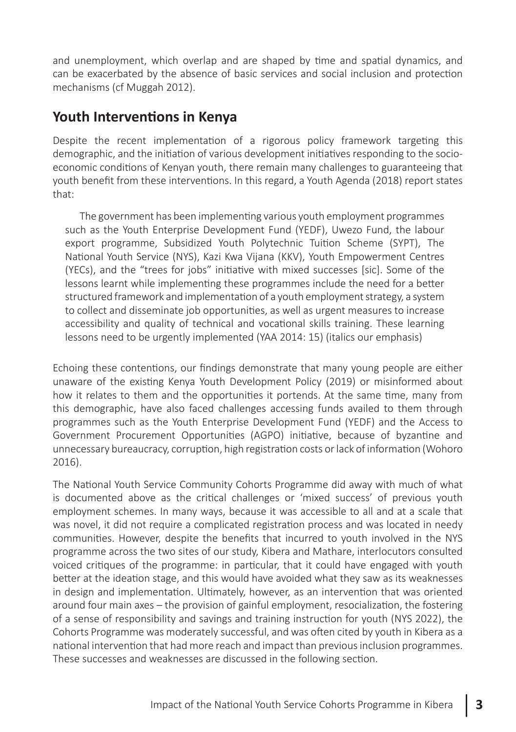and unemployment, which overlap and are shaped by time and spatial dynamics, and can be exacerbated by the absence of basic services and social inclusion and protection mechanisms (cf Muggah 2012).

## Youth Interventions in Kenya

Despite the recent implementation of a rigorous policy framework targeting this demographic, and the initiation of various development initiatives responding to the socio-economic conditions of Kenyan youth, there remain many challenges to guaranteeing that youth benefit from these interventions. In this regard, a Youth Agenda (2018) report states that:

> The government has been implementing various youth employment programmes such as the Youth Enterprise Development Fund (YEDF), Uwezo Fund, the labour export programme, Subsidized Youth Polytechnic Tuition Scheme (SYPT), The National Youth Service (NYS), Kazi Kwa Vijana (KKV), Youth Empowerment Centres (YECs), and the "trees for jobs" initiative with mixed successes [sic]. Some of the lessons learnt while implementing these programmes include the need for a better structured framework and implementation of a youth employment strategy, a system to collect and disseminate job opportunities, as well as urgent measures to increase accessibility and quality of technical and vocational skills training. These learning lessons need to be urgently implemented (YAA 2014: 15) (italics our emphasis)

Echoing these contentions, our findings demonstrate that many young people are either unaware of the existing Kenya Youth Development Policy (2019) or misinformed about how it relates to them and the opportunities it portends. At the same time, many from this demographic, have also faced challenges accessing funds availed to them through programmes such as the Youth Enterprise Development Fund (YEDF) and the Access to Government Procurement Opportunities (AGPO) initiative, because of byzantine and unnecessary bureaucracy, corruption, high registration costs or lack of information (Wohoro 2016).

The National Youth Service Community Cohorts Programme did away with much of what is documented above as the critical challenges or 'mixed success' of previous youth employment schemes. In many ways, because it was accessible to all and at a scale that was novel, it did not require a complicated registration process and was located in needy communities. However, despite the benefits that incurred to youth involved in the NYS programme across the two sites of our study, Kibera and Mathare, interlocutors consulted voiced critiques of the programme: in particular, that it could have engaged with youth better at the ideation stage, and this would have avoided what they saw as its weaknesses in design and implementation. Ultimately, however, as an intervention that was oriented around four main axes – the provision of gainful employment, resocialization, the fostering of a sense of responsibility and savings and training instruction for youth (NYS 2022), the Cohorts Programme was moderately successful, and was often cited by youth in Kibera as a national intervention that had more reach and impact than previous inclusion programmes. These successes and weaknesses are discussed in the following section.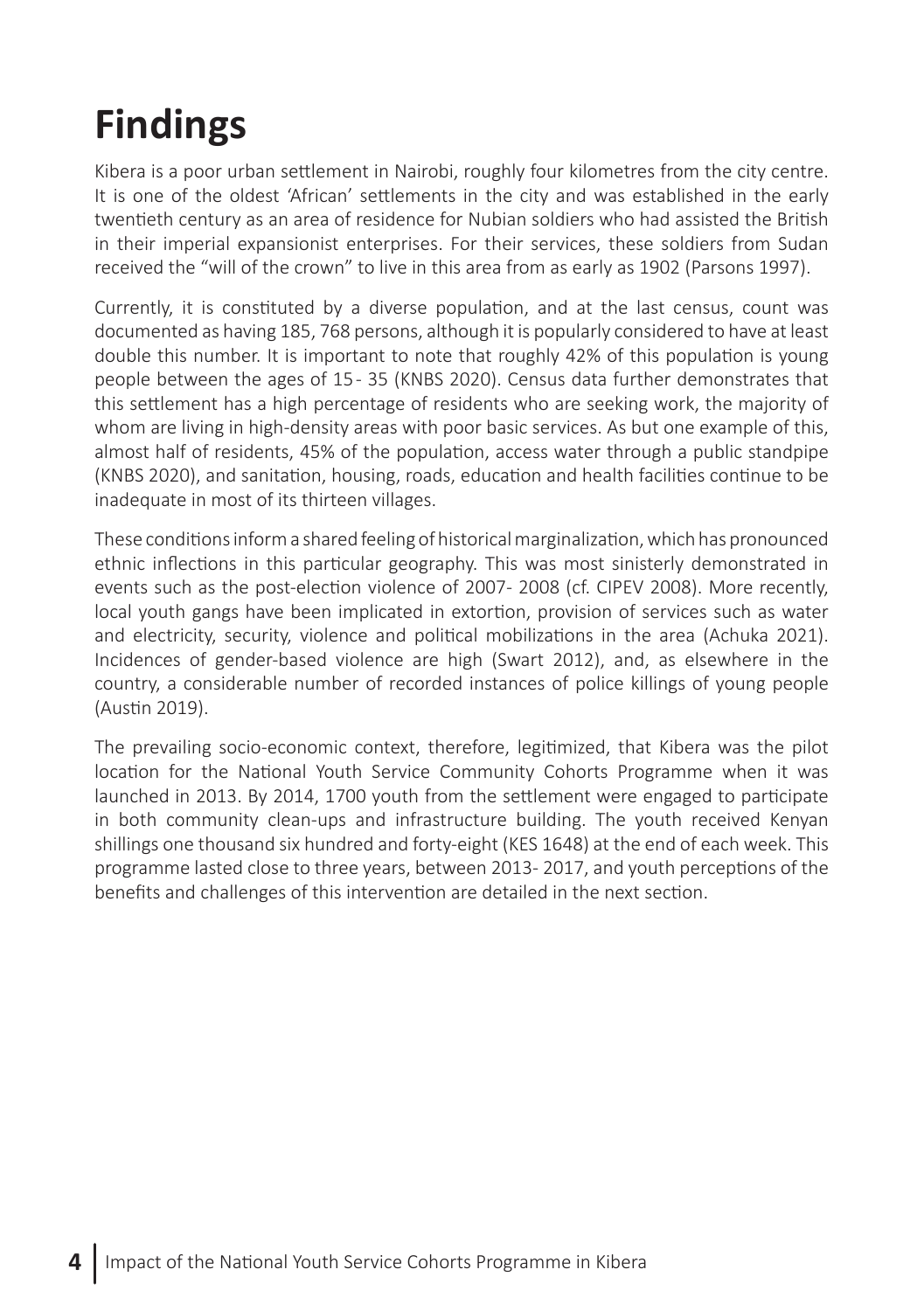# Findings

Kibera is a poor urban settlement in Nairobi, roughly four kilometres from the city centre. It is one of the oldest 'African' settlements in the city and was established in the early twentieth century as an area of residence for Nubian soldiers who had assisted the British in their imperial expansionist enterprises. For their services, these soldiers from Sudan received the "will of the crown" to live in this area from as early as 1902 (Parsons 1997).

Currently, it is constituted by a diverse population, and at the last census, count was documented as having 185, 768 persons, although it is popularly considered to have at least double this number. It is important to note that roughly 42% of this population is young people between the ages of 15 - 35 (KNBS 2020). Census data further demonstrates that this settlement has a high percentage of residents who are seeking work, the majority of whom are living in high-density areas with poor basic services. As but one example of this, almost half of residents, 45% of the population, access water through a public standpipe (KNBS 2020), and sanitation, housing, roads, education and health facilities continue to be inadequate in most of its thirteen villages.

These conditions inform a shared feeling of historical marginalization, which has pronounced ethnic inflections in this particular geography. This was most sinisterly demonstrated in events such as the post-election violence of 2007- 2008 (cf. CIPEV 2008). More recently, local youth gangs have been implicated in extortion, provision of services such as water and electricity, security, violence and political mobilizations in the area (Achuka 2021). Incidences of gender-based violence are high (Swart 2012), and, as elsewhere in the country, a considerable number of recorded instances of police killings of young people (Austin 2019).

The prevailing socio-economic context, therefore, legitimized, that Kibera was the pilot location for the National Youth Service Community Cohorts Programme when it was launched in 2013. By 2014, 1700 youth from the settlement were engaged to participate in both community clean-ups and infrastructure building. The youth received Kenyan shillings one thousand six hundred and forty-eight (KES 1648) at the end of each week. This programme lasted close to three years, between 2013- 2017, and youth perceptions of the benefits and challenges of this intervention are detailed in the next section.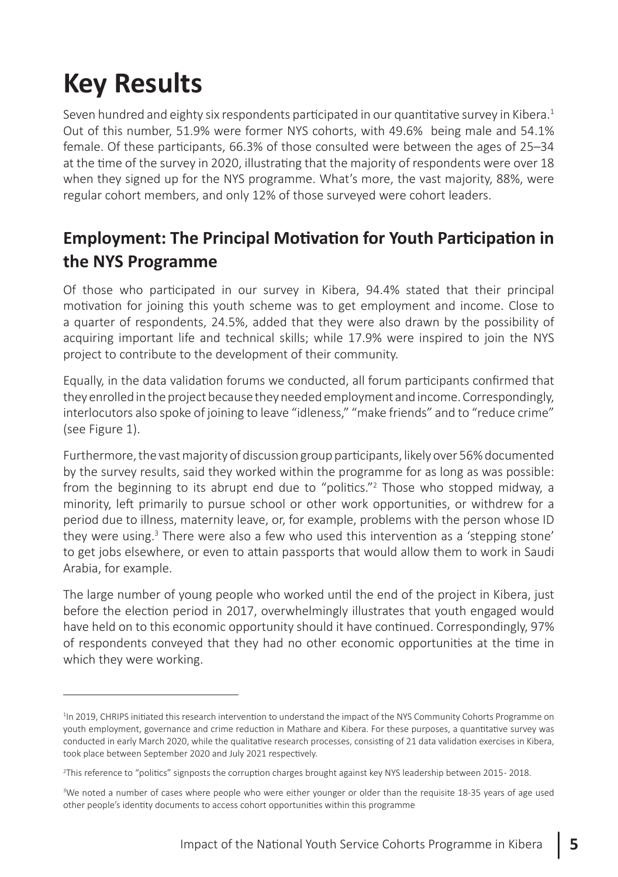# Key Results

Seven hundred and eighty six respondents participated in our quantitative survey in Kibera.[1] Out of this number, 51.9% were former NYS cohorts, with 49.6% being male and 54.1% female. Of these participants, 66.3% of those consulted were between the ages of 25–34 at the time of the survey in 2020, illustrating that the majority of respondents were over 18 when they signed up for the NYS programme. What's more, the vast majority, 88%, were regular cohort members, and only 12% of those surveyed were cohort leaders.

## Employment: The Principal Motivation for Youth Participation in the NYS Programme

Of those who participated in our survey in Kibera, 94.4% stated that their principal motivation for joining this youth scheme was to get employment and income. Close to a quarter of respondents, 24.5%, added that they were also drawn by the possibility of acquiring important life and technical skills; while 17.9% were inspired to join the NYS project to contribute to the development of their community.

Equally, in the data validation forums we conducted, all forum participants confirmed that they enrolled in the project because they needed employment and income. Correspondingly, interlocutors also spoke of joining to leave "idleness," "make friends" and to "reduce crime" (see Figure 1).

Furthermore, the vast majority of discussion group participants, likely over 56% documented by the survey results, said they worked within the programme for as long as was possible: from the beginning to its abrupt end due to "politics."[2] Those who stopped midway, a minority, left primarily to pursue school or other work opportunities, or withdrew for a period due to illness, maternity leave, or, for example, problems with the person whose ID they were using.[3] There were also a few who used this intervention as a 'stepping stone' to get jobs elsewhere, or even to attain passports that would allow them to work in Saudi Arabia, for example.

The large number of young people who worked until the end of the project in Kibera, just before the election period in 2017, overwhelmingly illustrates that youth engaged would have held on to this economic opportunity should it have continued. Correspondingly, 97% of respondents conveyed that they had no other economic opportunities at the time in which they were working.

---

[1]In 2019, CHRIPS initiated this research intervention to understand the impact of the NYS Community Cohorts Programme on youth employment, governance and crime reduction in Mathare and Kibera. For these purposes, a quantitative survey was conducted in early March 2020, while the qualitative research processes, consisting of 21 data validation exercises in Kibera, took place between September 2020 and July 2021 respectively.

[2]This reference to "politics" signposts the corruption charges brought against key NYS leadership between 2015- 2018.

[3]We noted a number of cases where people who were either younger or older than the requisite 18-35 years of age used other people's identity documents to access cohort opportunities within this programme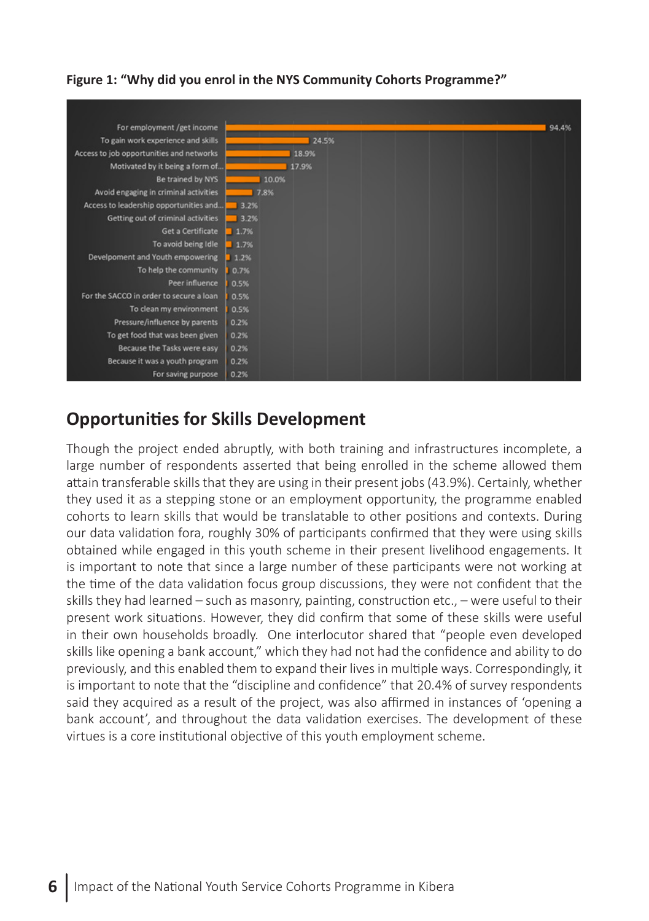**Figure 1: "Why did you enrol in the NYS Community Cohorts Programme?"**

For employment /get income 94.4%
To gain work experience and skills 24.5%
Access to job opportunities and networks 18.9%
Motivated by it being a form of... 17.9%
Be trained by NYS 10.0%
Avoid engaging in criminal activities 7.8%
Access to leadership opportunities and... 3.2%
Getting out of criminal activities 3.2%
Get a Certificate 1.7%
To avoid being Idle 1.7%
Develpoment and Youth empowering 1.2%
To help the community 0.7%
Peer influence 0.5%
For the SACCO in order to secure a loan 0.5%
To clean my environment 0.5%
Pressure/influence by parents 0.2%
To get food that was been given 0.2%
Because the Tasks were easy 0.2%
Because it was a youth program 0.2%
For saving purpose 0.2%

## Opportunities for Skills Development

Though the project ended abruptly, with both training and infrastructures incomplete, a large number of respondents asserted that being enrolled in the scheme allowed them attain transferable skills that they are using in their present jobs (43.9%). Certainly, whether they used it as a stepping stone or an employment opportunity, the programme enabled cohorts to learn skills that would be translatable to other positions and contexts. During our data validation fora, roughly 30% of participants confirmed that they were using skills obtained while engaged in this youth scheme in their present livelihood engagements. It is important to note that since a large number of these participants were not working at the time of the data validation focus group discussions, they were not confident that the skills they had learned – such as masonry, painting, construction etc., – were useful to their present work situations. However, they did confirm that some of these skills were useful in their own households broadly. One interlocutor shared that "people even developed skills like opening a bank account," which they had not had the confidence and ability to do previously, and this enabled them to expand their lives in multiple ways. Correspondingly, it is important to note that the "discipline and confidence" that 20.4% of survey respondents said they acquired as a result of the project, was also affirmed in instances of 'opening a bank account', and throughout the data validation exercises. The development of these virtues is a core institutional objective of this youth employment scheme.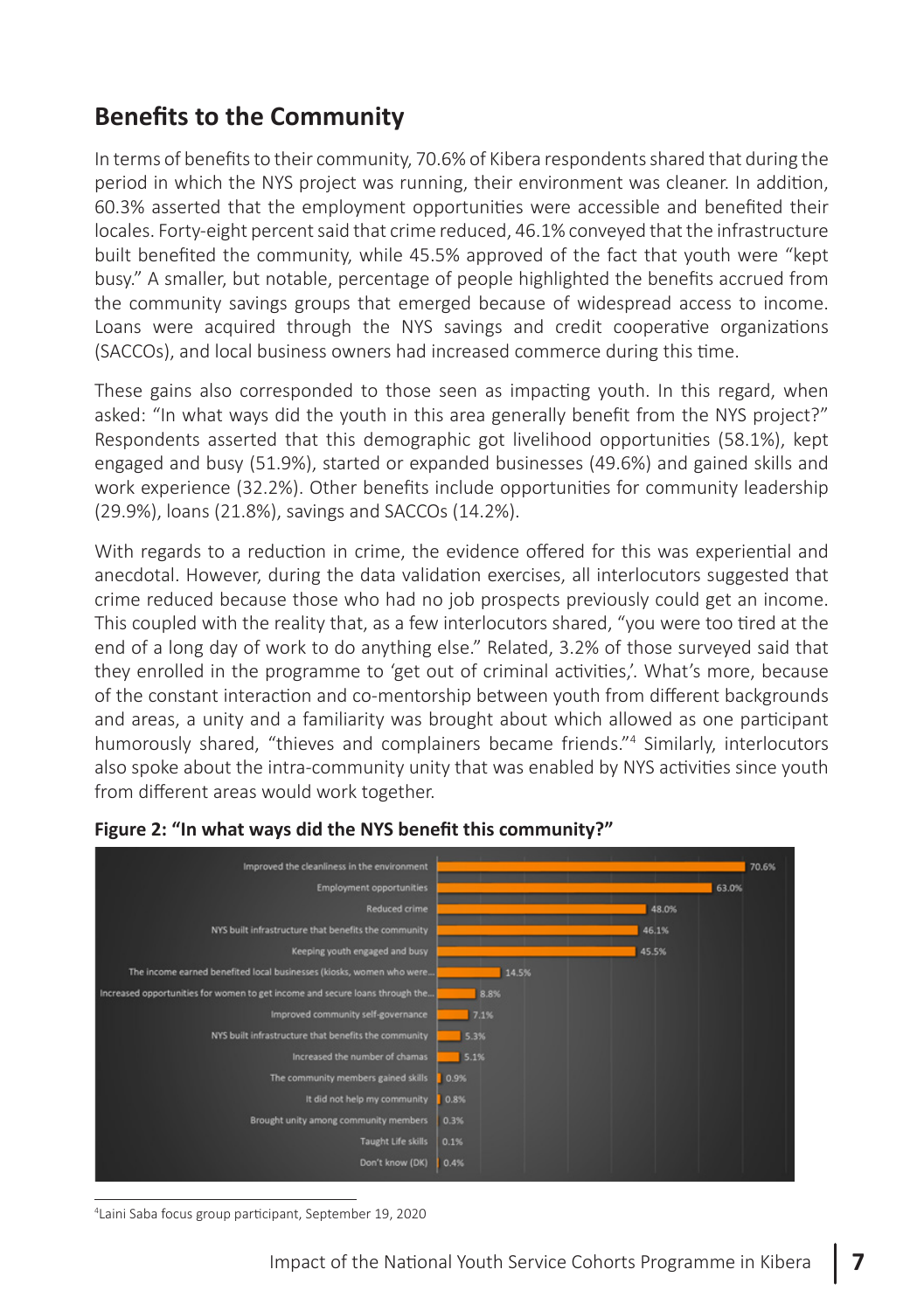## Benefits to the Community

In terms of benefits to their community, 70.6% of Kibera respondents shared that during the period in which the NYS project was running, their environment was cleaner. In addition, 60.3% asserted that the employment opportunities were accessible and benefited their locales. Forty-eight percent said that crime reduced, 46.1% conveyed that the infrastructure built benefited the community, while 45.5% approved of the fact that youth were "kept busy." A smaller, but notable, percentage of people highlighted the benefits accrued from the community savings groups that emerged because of widespread access to income. Loans were acquired through the NYS savings and credit cooperative organizations (SACCOs), and local business owners had increased commerce during this time.

These gains also corresponded to those seen as impacting youth. In this regard, when asked: "In what ways did the youth in this area generally benefit from the NYS project?" Respondents asserted that this demographic got livelihood opportunities (58.1%), kept engaged and busy (51.9%), started or expanded businesses (49.6%) and gained skills and work experience (32.2%). Other benefits include opportunities for community leadership (29.9%), loans (21.8%), savings and SACCOs (14.2%).

With regards to a reduction in crime, the evidence offered for this was experiential and anecdotal. However, during the data validation exercises, all interlocutors suggested that crime reduced because those who had no job prospects previously could get an income. This coupled with the reality that, as a few interlocutors shared, "you were too tired at the end of a long day of work to do anything else." Related, 3.2% of those surveyed said that they enrolled in the programme to 'get out of criminal activities,'. What's more, because of the constant interaction and co-mentorship between youth from different backgrounds and areas, a unity and a familiarity was brought about which allowed as one participant humorously shared, "thieves and complainers became friends."[4] Similarly, interlocutors also spoke about the intra-community unity that was enabled by NYS activities since youth from different areas would work together.

**Figure 2: "In what ways did the NYS benefit this community?"**

Improved the cleanliness in the environment 70.6%
Employment opportunities 63.0%
Reduced crime 48.0%
NYS built infrastructure that benefits the community 46.1%
Keeping youth engaged and busy 45.5%
The income earned benefited local businesses (kiosks, women who were... 14.5%
Increased opportunities for women to get income and secure loans through the... 8.8%
Improved community self-governance 7.1%
NYS built infrastructure that benefits the community 5.3%
Increased the number of chamas 5.1%
The community members gained skills 0.9%
It did not help my community 0.8%
Brought unity among community members 0.3%
Taught Life skills 0.1%
Don't know (DK) 0.4%

[4] Laini Saba focus group participant, September 19, 2020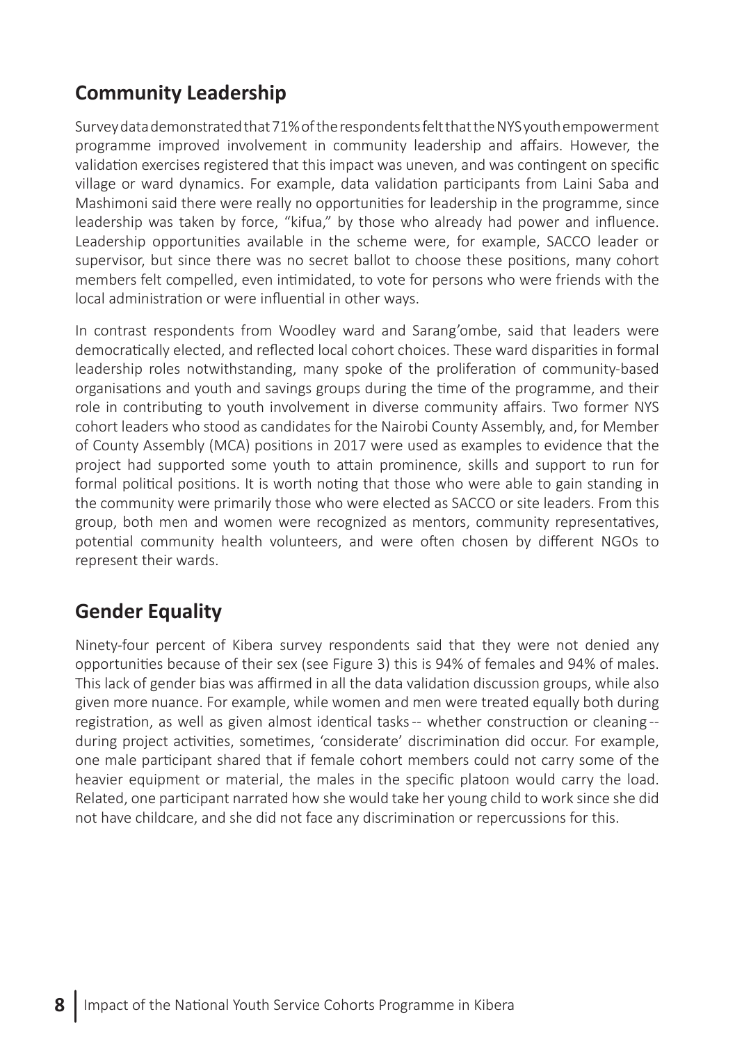## Community Leadership

Survey data demonstrated that 71% of the respondents felt that the NYS youth empowerment programme improved involvement in community leadership and affairs. However, the validation exercises registered that this impact was uneven, and was contingent on specific village or ward dynamics. For example, data validation participants from Laini Saba and Mashimoni said there were really no opportunities for leadership in the programme, since leadership was taken by force, "kifua," by those who already had power and influence. Leadership opportunities available in the scheme were, for example, SACCO leader or supervisor, but since there was no secret ballot to choose these positions, many cohort members felt compelled, even intimidated, to vote for persons who were friends with the local administration or were influential in other ways.

In contrast respondents from Woodley ward and Sarang'ombe, said that leaders were democratically elected, and reflected local cohort choices. These ward disparities in formal leadership roles notwithstanding, many spoke of the proliferation of community-based organisations and youth and savings groups during the time of the programme, and their role in contributing to youth involvement in diverse community affairs. Two former NYS cohort leaders who stood as candidates for the Nairobi County Assembly, and, for Member of County Assembly (MCA) positions in 2017 were used as examples to evidence that the project had supported some youth to attain prominence, skills and support to run for formal political positions. It is worth noting that those who were able to gain standing in the community were primarily those who were elected as SACCO or site leaders. From this group, both men and women were recognized as mentors, community representatives, potential community health volunteers, and were often chosen by different NGOs to represent their wards.

## Gender Equality

Ninety-four percent of Kibera survey respondents said that they were not denied any opportunities because of their sex (see Figure 3) this is 94% of females and 94% of males. This lack of gender bias was affirmed in all the data validation discussion groups, while also given more nuance. For example, while women and men were treated equally both during registration, as well as given almost identical tasks -- whether construction or cleaning -- during project activities, sometimes, 'considerate' discrimination did occur. For example, one male participant shared that if female cohort members could not carry some of the heavier equipment or material, the males in the specific platoon would carry the load. Related, one participant narrated how she would take her young child to work since she did not have childcare, and she did not face any discrimination or repercussions for this.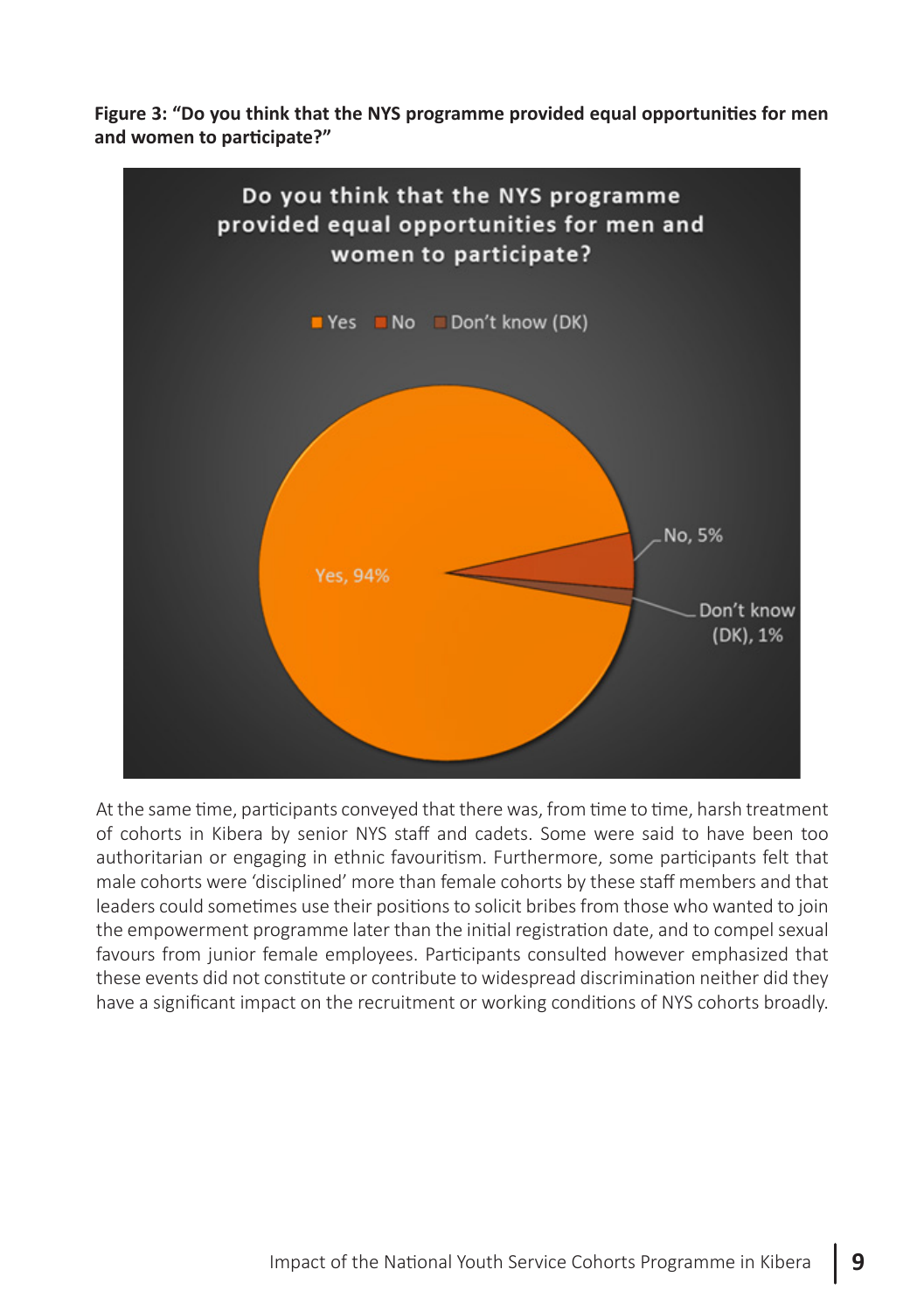**Figure 3: "Do you think that the NYS programme provided equal opportunities for men and women to participate?"**

Do you think that the NYS programme provided equal opportunities for men and women to participate?

Yes
No
Don't know (DK)

Yes, 94%
No, 5%
Don't know (DK), 1%

At the same time, participants conveyed that there was, from time to time, harsh treatment of cohorts in Kibera by senior NYS staff and cadets. Some were said to have been too authoritarian or engaging in ethnic favouritism. Furthermore, some participants felt that male cohorts were 'disciplined' more than female cohorts by these staff members and that leaders could sometimes use their positions to solicit bribes from those who wanted to join the empowerment programme later than the initial registration date, and to compel sexual favours from junior female employees. Participants consulted however emphasized that these events did not constitute or contribute to widespread discrimination neither did they have a significant impact on the recruitment or working conditions of NYS cohorts broadly.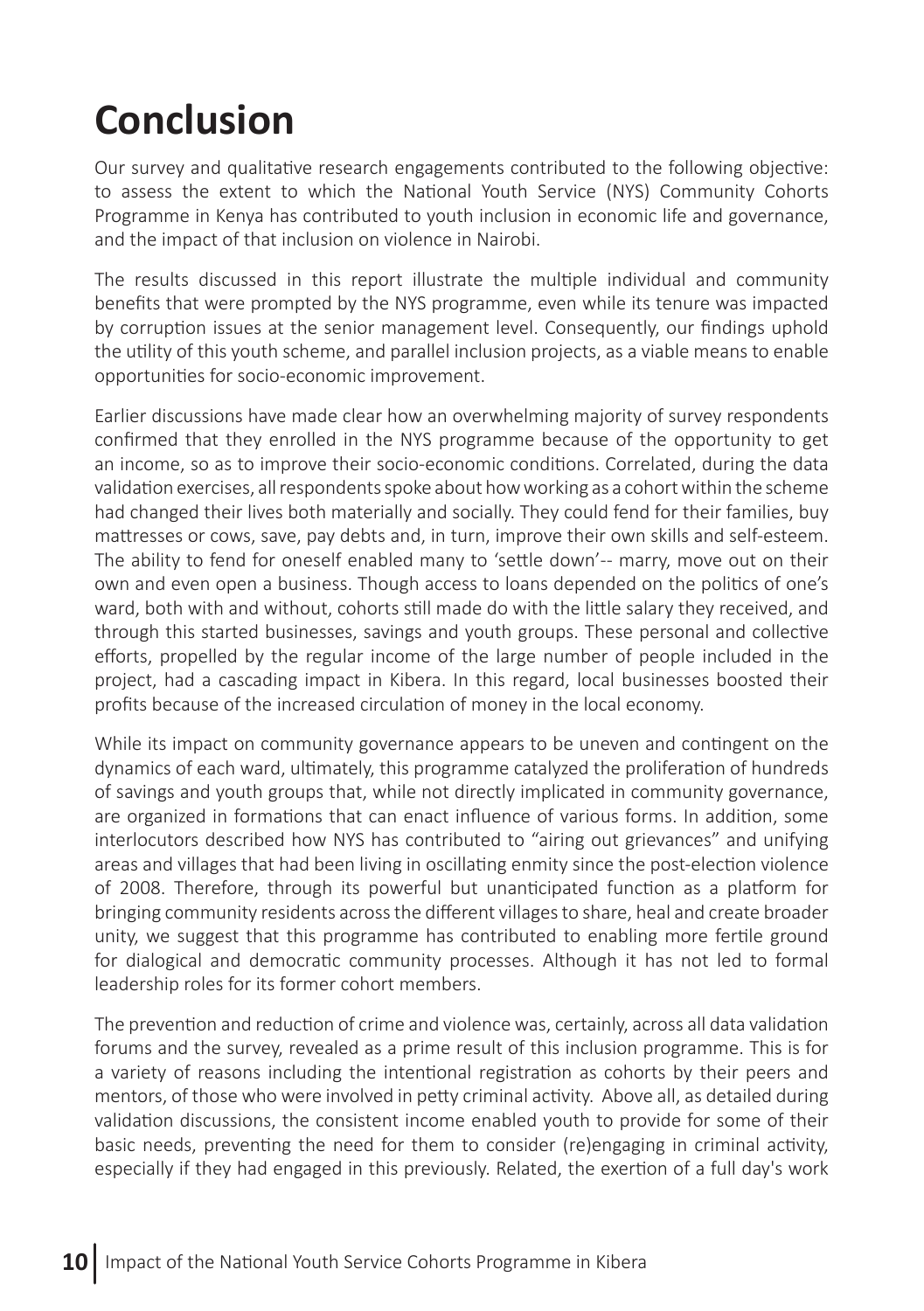# Conclusion

Our survey and qualitative research engagements contributed to the following objective: to assess the extent to which the National Youth Service (NYS) Community Cohorts Programme in Kenya has contributed to youth inclusion in economic life and governance, and the impact of that inclusion on violence in Nairobi.

The results discussed in this report illustrate the multiple individual and community benefits that were prompted by the NYS programme, even while its tenure was impacted by corruption issues at the senior management level. Consequently, our findings uphold the utility of this youth scheme, and parallel inclusion projects, as a viable means to enable opportunities for socio-economic improvement.

Earlier discussions have made clear how an overwhelming majority of survey respondents confirmed that they enrolled in the NYS programme because of the opportunity to get an income, so as to improve their socio-economic conditions. Correlated, during the data validation exercises, all respondents spoke about how working as a cohort within the scheme had changed their lives both materially and socially. They could fend for their families, buy mattresses or cows, save, pay debts and, in turn, improve their own skills and self-esteem. The ability to fend for oneself enabled many to 'settle down'-- marry, move out on their own and even open a business. Though access to loans depended on the politics of one's ward, both with and without, cohorts still made do with the little salary they received, and through this started businesses, savings and youth groups. These personal and collective efforts, propelled by the regular income of the large number of people included in the project, had a cascading impact in Kibera. In this regard, local businesses boosted their profits because of the increased circulation of money in the local economy.

While its impact on community governance appears to be uneven and contingent on the dynamics of each ward, ultimately, this programme catalyzed the proliferation of hundreds of savings and youth groups that, while not directly implicated in community governance, are organized in formations that can enact influence of various forms. In addition, some interlocutors described how NYS has contributed to "airing out grievances" and unifying areas and villages that had been living in oscillating enmity since the post-election violence of 2008. Therefore, through its powerful but unanticipated function as a platform for bringing community residents across the different villages to share, heal and create broader unity, we suggest that this programme has contributed to enabling more fertile ground for dialogical and democratic community processes. Although it has not led to formal leadership roles for its former cohort members.

The prevention and reduction of crime and violence was, certainly, across all data validation forums and the survey, revealed as a prime result of this inclusion programme. This is for a variety of reasons including the intentional registration as cohorts by their peers and mentors, of those who were involved in petty criminal activity. Above all, as detailed during validation discussions, the consistent income enabled youth to provide for some of their basic needs, preventing the need for them to consider (re)engaging in criminal activity, especially if they had engaged in this previously. Related, the exertion of a full day's work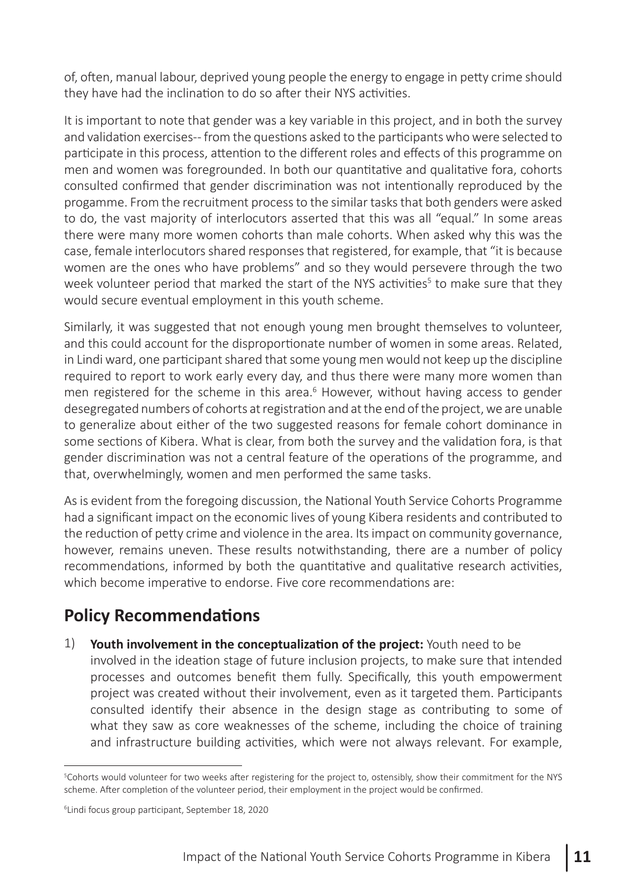of, often, manual labour, deprived young people the energy to engage in petty crime should they have had the inclination to do so after their NYS activities.

It is important to note that gender was a key variable in this project, and in both the survey and validation exercises-- from the questions asked to the participants who were selected to participate in this process, attention to the different roles and effects of this programme on men and women was foregrounded. In both our quantitative and qualitative fora, cohorts consulted confirmed that gender discrimination was not intentionally reproduced by the progamme. From the recruitment process to the similar tasks that both genders were asked to do, the vast majority of interlocutors asserted that this was all "equal." In some areas there were many more women cohorts than male cohorts. When asked why this was the case, female interlocutors shared responses that registered, for example, that "it is because women are the ones who have problems" and so they would persevere through the two week volunteer period that marked the start of the NYS activities[5] to make sure that they would secure eventual employment in this youth scheme.

Similarly, it was suggested that not enough young men brought themselves to volunteer, and this could account for the disproportionate number of women in some areas. Related, in Lindi ward, one participant shared that some young men would not keep up the discipline required to report to work early every day, and thus there were many more women than men registered for the scheme in this area.[6] However, without having access to gender desegregated numbers of cohorts at registration and at the end of the project, we are unable to generalize about either of the two suggested reasons for female cohort dominance in some sections of Kibera. What is clear, from both the survey and the validation fora, is that gender discrimination was not a central feature of the operations of the programme, and that, overwhelmingly, women and men performed the same tasks.

As is evident from the foregoing discussion, the National Youth Service Cohorts Programme had a significant impact on the economic lives of young Kibera residents and contributed to the reduction of petty crime and violence in the area. Its impact on community governance, however, remains uneven. These results notwithstanding, there are a number of policy recommendations, informed by both the quantitative and qualitative research activities, which become imperative to endorse. Five core recommendations are:

## Policy Recommendations

1) **Youth involvement in the conceptualization of the project:** Youth need to be involved in the ideation stage of future inclusion projects, to make sure that intended processes and outcomes benefit them fully. Specifically, this youth empowerment project was created without their involvement, even as it targeted them. Participants consulted identify their absence in the design stage as contributing to some of what they saw as core weaknesses of the scheme, including the choice of training and infrastructure building activities, which were not always relevant. For example,

[5] Cohorts would volunteer for two weeks after registering for the project to, ostensibly, show their commitment for the NYS scheme. After completion of the volunteer period, their employment in the project would be confirmed.

[6] Lindi focus group participant, September 18, 2020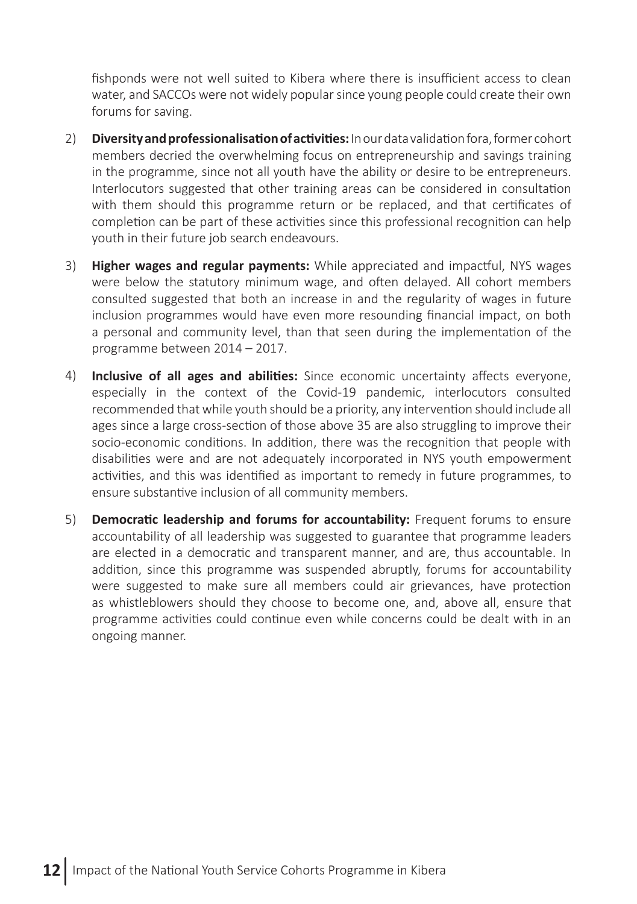fishponds were not well suited to Kibera where there is insufficient access to clean water, and SACCOs were not widely popular since young people could create their own forums for saving.

2) **Diversity and professionalisation of activities:** In our data validation fora, former cohort members decried the overwhelming focus on entrepreneurship and savings training in the programme, since not all youth have the ability or desire to be entrepreneurs. Interlocutors suggested that other training areas can be considered in consultation with them should this programme return or be replaced, and that certificates of completion can be part of these activities since this professional recognition can help youth in their future job search endeavours.

3) **Higher wages and regular payments:** While appreciated and impactful, NYS wages were below the statutory minimum wage, and often delayed. All cohort members consulted suggested that both an increase in and the regularity of wages in future inclusion programmes would have even more resounding financial impact, on both a personal and community level, than that seen during the implementation of the programme between 2014 – 2017.

4) **Inclusive of all ages and abilities:** Since economic uncertainty affects everyone, especially in the context of the Covid-19 pandemic, interlocutors consulted recommended that while youth should be a priority, any intervention should include all ages since a large cross-section of those above 35 are also struggling to improve their socio-economic conditions. In addition, there was the recognition that people with disabilities were and are not adequately incorporated in NYS youth empowerment activities, and this was identified as important to remedy in future programmes, to ensure substantive inclusion of all community members.

5) **Democratic leadership and forums for accountability:** Frequent forums to ensure accountability of all leadership was suggested to guarantee that programme leaders are elected in a democratic and transparent manner, and are, thus accountable. In addition, since this programme was suspended abruptly, forums for accountability were suggested to make sure all members could air grievances, have protection as whistleblowers should they choose to become one, and, above all, ensure that programme activities could continue even while concerns could be dealt with in an ongoing manner.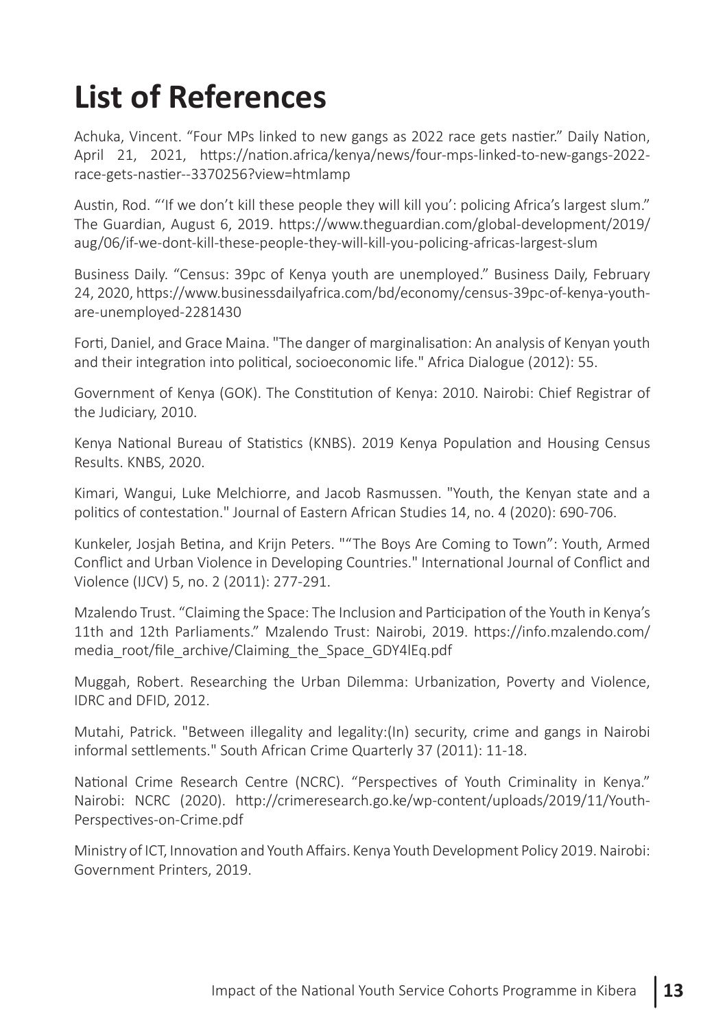# List of References

Achuka, Vincent. “Four MPs linked to new gangs as 2022 race gets nastier.” Daily Nation, April 21, 2021, https://nation.africa/kenya/news/four-mps-linked-to-new-gangs-2022-race-gets-nastier--3370256?view=htmlamp

Austin, Rod. “‘If we don’t kill these people they will kill you’: policing Africa’s largest slum.” The Guardian, August 6, 2019. https://www.theguardian.com/global-development/2019/aug/06/if-we-dont-kill-these-people-they-will-kill-you-policing-africas-largest-slum

Business Daily. “Census: 39pc of Kenya youth are unemployed.” Business Daily, February 24, 2020, https://www.businessdailyafrica.com/bd/economy/census-39pc-of-kenya-youth-are-unemployed-2281430

Forti, Daniel, and Grace Maina. "The danger of marginalisation: An analysis of Kenyan youth and their integration into political, socioeconomic life." Africa Dialogue (2012): 55.

Government of Kenya (GOK). The Constitution of Kenya: 2010. Nairobi: Chief Registrar of the Judiciary, 2010.

Kenya National Bureau of Statistics (KNBS). 2019 Kenya Population and Housing Census Results. KNBS, 2020.

Kimari, Wangui, Luke Melchiorre, and Jacob Rasmussen. "Youth, the Kenyan state and a politics of contestation." Journal of Eastern African Studies 14, no. 4 (2020): 690-706.

Kunkeler, Josjah Betina, and Krijn Peters. "“The Boys Are Coming to Town”: Youth, Armed Conflict and Urban Violence in Developing Countries." International Journal of Conflict and Violence (IJCV) 5, no. 2 (2011): 277-291.

Mzalendo Trust. “Claiming the Space: The Inclusion and Participation of the Youth in Kenya’s 11th and 12th Parliaments.” Mzalendo Trust: Nairobi, 2019. https://info.mzalendo.com/media_root/file_archive/Claiming_the_Space_GDY4lEq.pdf

Muggah, Robert. Researching the Urban Dilemma: Urbanization, Poverty and Violence, IDRC and DFID, 2012.

Mutahi, Patrick. "Between illegality and legality:(In) security, crime and gangs in Nairobi informal settlements." South African Crime Quarterly 37 (2011): 11-18.

National Crime Research Centre (NCRC). “Perspectives of Youth Criminality in Kenya.” Nairobi: NCRC (2020). http://crimeresearch.go.ke/wp-content/uploads/2019/11/Youth-Perspectives-on-Crime.pdf

Ministry of ICT, Innovation and Youth Affairs. Kenya Youth Development Policy 2019. Nairobi: Government Printers, 2019.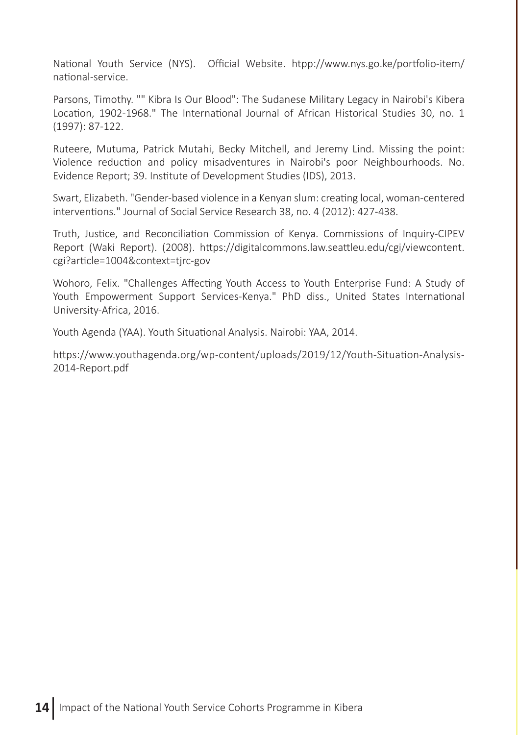National Youth Service (NYS). Official Website. htpp://www.nys.go.ke/portfolio-item/national-service.

Parsons, Timothy. "" Kibra Is Our Blood": The Sudanese Military Legacy in Nairobi's Kibera Location, 1902-1968." The International Journal of African Historical Studies 30, no. 1 (1997): 87-122.

Ruteere, Mutuma, Patrick Mutahi, Becky Mitchell, and Jeremy Lind. Missing the point: Violence reduction and policy misadventures in Nairobi's poor Neighbourhoods. No. Evidence Report; 39. Institute of Development Studies (IDS), 2013.

Swart, Elizabeth. "Gender-based violence in a Kenyan slum: creating local, woman-centered interventions." Journal of Social Service Research 38, no. 4 (2012): 427-438.

Truth, Justice, and Reconciliation Commission of Kenya. Commissions of Inquiry-CIPEV Report (Waki Report). (2008). https://digitalcommons.law.seattleu.edu/cgi/viewcontent.cgi?article=1004&context=tjrc-gov

Wohoro, Felix. "Challenges Affecting Youth Access to Youth Enterprise Fund: A Study of Youth Empowerment Support Services-Kenya." PhD diss., United States International University-Africa, 2016.

Youth Agenda (YAA). Youth Situational Analysis. Nairobi: YAA, 2014.

https://www.youthagenda.org/wp-content/uploads/2019/12/Youth-Situation-Analysis-2014-Report.pdf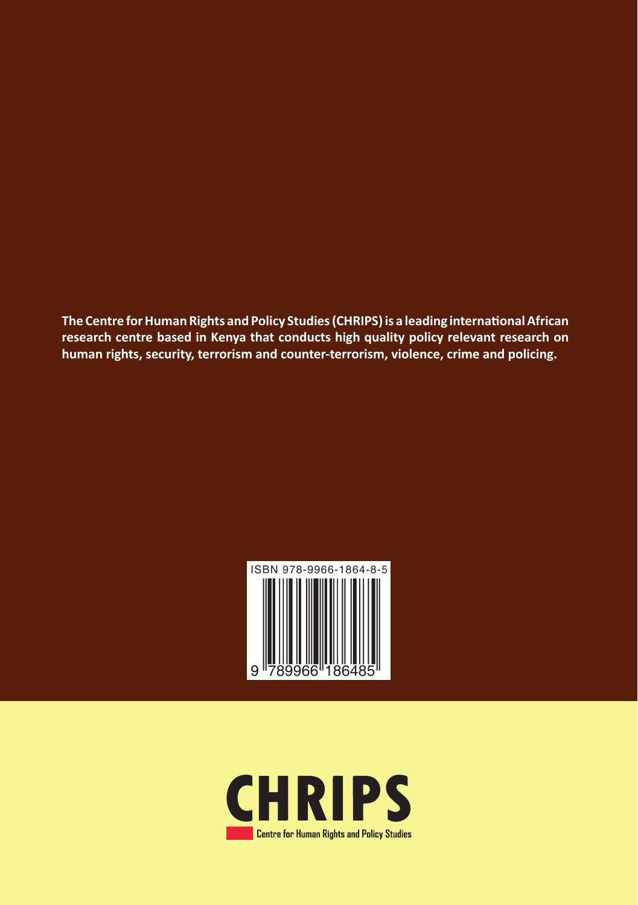**The Centre for Human Rights and Policy Studies (CHRIPS) is a leading international African research centre based in Kenya that conducts high quality policy relevant research on human rights, security, terrorism and counter-terrorism, violence, crime and policing.**

ISBN 978-9966-1864-8-5

9 789966 186485

CHRIPS

Centre for Human Rights and Policy Studies